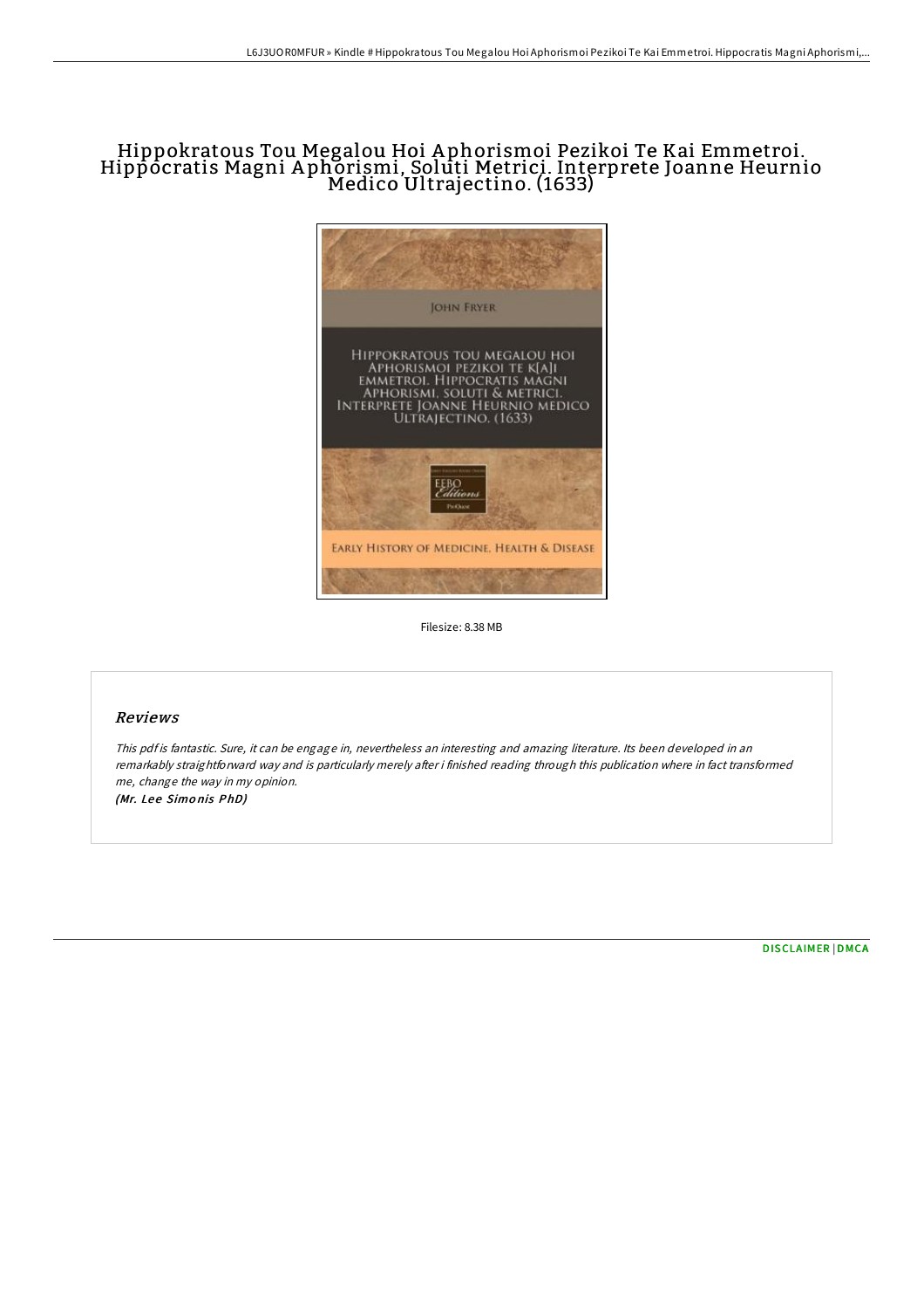# Hippokratous Tou Megalou Hoi Aphorismoi Pezikoi Te Kai Emmetroi. Hippocratis Magni Aphorismi, Soluti Metrici. Interprete Joanne Heurnio Medico Ultrajectino. (1633)

JOHN FRYER

HIPPOKRATOUS TOU MEGALOU HOI APHORISMOI PEZIKOI TE K[A]I EMMETROI. HIPPOCRATIS MAGNI APHORISMI, SOLUTI & METRICI. INTERPRETE JOANNE HEURNIO MEDICO ULTRAJECTINO. (1633)

EEBO Editions

EARLY HISTORY OF MEDICINE, HEALTH & DISEASE

Filesize: 8.38 MB

## Reviews

*This pdf is fantastic. Sure, it can be engage in, nevertheless an interesting and amazing literature. Its been developed in an remarkably straightforward way and is particularly merely after i finished reading through this publication where in fact transformed me, change the way in my opinion.*

***(Mr. Lee Simonis PhD)***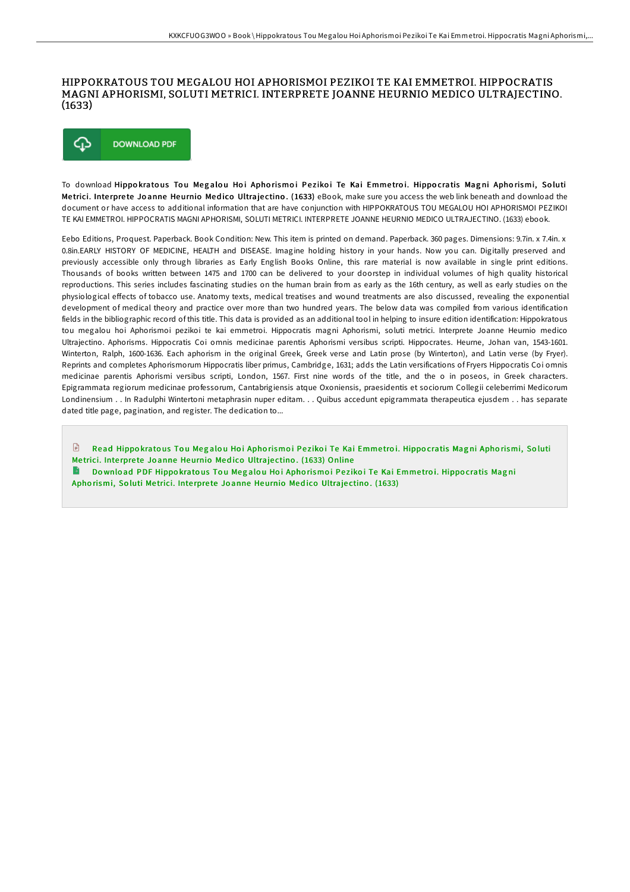# HIPPOKRATOUS TOU MEGALOU HOI APHORISMOI PEZIKOI TE KAI EMMETROI. HIPPOCRATIS MAGNI APHORISMI, SOLUTI METRICI. INTERPRETE JOANNE HEURNIO MEDICO ULTRAJECTINO. (1633)

DOWNLOAD PDF

To download **Hippokratous Tou Megalou Hoi Aphorismoi Pezikoi Te Kai Emmetroi. Hippocratis Magni Aphorismi, Soluti Metrici. Interprete Joanne Heurnio Medico Ultrajectino. (1633)** eBook, make sure you access the web link beneath and download the document or have access to additional information that are have conjunction with HIPPOKRATOUS TOU MEGALOU HOI APHORISMOI PEZIKOI TE KAI EMMETROI. HIPPOCRATIS MAGNI APHORISMI, SOLUTI METRICI. INTERPRETE JOANNE HEURNIO MEDICO ULTRAJECTINO. (1633) ebook.

Eebo Editions, Proquest. Paperback. Book Condition: New. This item is printed on demand. Paperback. 360 pages. Dimensions: 9.7in. x 7.4in. x 0.8in.EARLY HISTORY OF MEDICINE, HEALTH and DISEASE. Imagine holding history in your hands. Now you can. Digitally preserved and previously accessible only through libraries as Early English Books Online, this rare material is now available in single print editions. Thousands of books written between 1475 and 1700 can be delivered to your doorstep in individual volumes of high quality historical reproductions. This series includes fascinating studies on the human brain from as early as the 16th century, as well as early studies on the physiological effects of tobacco use. Anatomy texts, medical treatises and wound treatments are also discussed, revealing the exponential development of medical theory and practice over more than two hundred years. The below data was compiled from various identification fields in the bibliographic record of this title. This data is provided as an additional tool in helping to insure edition identification: Hippokratous tou megalou hoi Aphorismoi pezikoi te kai emmetroi. Hippocratis magni Aphorismi, soluti metrici. Interprete Joanne Heurnio medico Ultrajectino. Aphorisms. Hippocratis Coi omnis medicinae parentis Aphorismi versibus scripti. Hippocrates. Heurne, Johan van, 1543-1601. Winterton, Ralph, 1600-1636. Each aphorism in the original Greek, Greek verse and Latin prose (by Winterton), and Latin verse (by Fryer). Reprints and completes Aphorismorum Hippocratis liber primus, Cambridge, 1631; adds the Latin versifications of Fryers Hippocratis Coi omnis medicinae parentis Aphorismi versibus scripti, London, 1567. First nine words of the title, and the o in poseos, in Greek characters. Epigrammata regiorum medicinae professorum, Cantabrigiensis atque Oxoniensis, praesidentis et sociorum Collegii celeberrimi Medicorum Londinensium . . In Radulphi Wintertoni metaphrasin nuper editam. . . Quibus accedunt epigrammata therapeutica ejusdem . . has separate dated title page, pagination, and register. The dedication to...

Read Hippokratous Tou Megalou Hoi Aphorismoi Pezikoi Te Kai Emmetroi. Hippocratis Magni Aphorismi, Soluti Metrici. Interprete Joanne Heurnio Medico Ultrajectino. (1633) Online

Download PDF Hippokratous Tou Megalou Hoi Aphorismoi Pezikoi Te Kai Emmetroi. Hippocratis Magni Aphorismi, Soluti Metrici. Interprete Joanne Heurnio Medico Ultrajectino. (1633)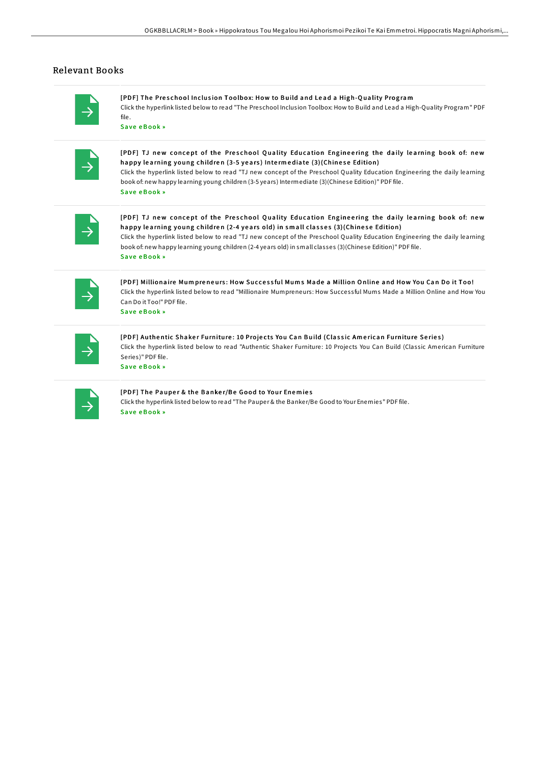## Relevant Books

**[PDF] The Preschool Inclusion Toolbox: How to Build and Lead a High-Quality Program**

Click the hyperlink listed below to read "The Preschool Inclusion Toolbox: How to Build and Lead a High-Quality Program" PDF file.

Save eBook »

**[PDF] TJ new concept of the Preschool Quality Education Engineering the daily learning book of: new happy learning young children (3-5 years) Intermediate (3)(Chinese Edition)**

Click the hyperlink listed below to read "TJ new concept of the Preschool Quality Education Engineering the daily learning book of: new happy learning young children (3-5 years) Intermediate (3)(Chinese Edition)" PDF file.

Save eBook »

**[PDF] TJ new concept of the Preschool Quality Education Engineering the daily learning book of: new happy learning young children (2-4 years old) in small classes (3)(Chinese Edition)**

Click the hyperlink listed below to read "TJ new concept of the Preschool Quality Education Engineering the daily learning book of: new happy learning young children (2-4 years old) in small classes (3)(Chinese Edition)" PDF file.

Save eBook »

**[PDF] Millionaire Mumpreneurs: How Successful Mums Made a Million Online and How You Can Do it Too!**

Click the hyperlink listed below to read "Millionaire Mumpreneurs: How Successful Mums Made a Million Online and How You Can Do it Too!" PDF file.

Save eBook »

**[PDF] Authentic Shaker Furniture: 10 Projects You Can Build (Classic American Furniture Series)**

Click the hyperlink listed below to read "Authentic Shaker Furniture: 10 Projects You Can Build (Classic American Furniture Series)" PDF file.

Save eBook »

**[PDF] The Pauper & the Banker/Be Good to Your Enemies**

Click the hyperlink listed below to read "The Pauper & the Banker/Be Good to Your Enemies" PDF file.

Save eBook »